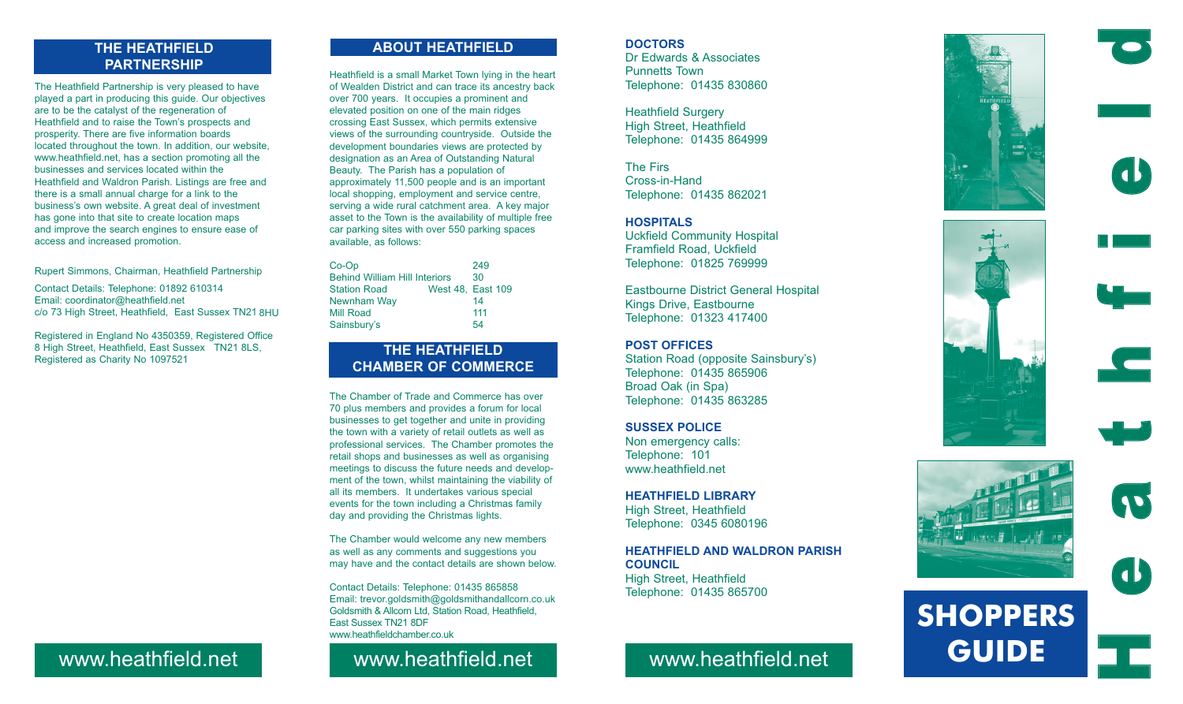## THE HEATHFIELD PARTNERSHIP

The Heathfield Partnership is very pleased to have played a part in producing this guide. Our objectives are to be the catalyst of the regeneration of Heathfield and to raise the Town's prospects and prosperity. There are five information boards located throughout the town. In addition, our website, www.heathfield.net, has a section promoting all the businesses and services located within the Heathfield and Waldron Parish. Listings are free and there is a small annual charge for a link to the business's own website. A great deal of investment has gone into that site to create location maps and improve the search engines to ensure ease of access and increased promotion.

Rupert Simmons, Chairman, Heathfield Partnership

Contact Details: Telephone: 01892 610314
Email: coordinator@heathfield.net
c/o 73 High Street, Heathfield, East Sussex TN21 8HU

Registered in England No 4350359, Registered Office 8 High Street, Heathfield, East Sussex TN21 8LS, Registered as Charity No 1097521

www.heathfield.net

## ABOUT HEATHFIELD

Heathfield is a small Market Town lying in the heart of Wealden District and can trace its ancestry back over 700 years. It occupies a prominent and elevated position on one of the main ridges crossing East Sussex, which permits extensive views of the surrounding countryside. Outside the development boundaries views are protected by designation as an Area of Outstanding Natural Beauty. The Parish has a population of approximately 11,500 people and is an important local shopping, employment and service centre, serving a wide rural catchment area. A key major asset to the Town is the availability of multiple free car parking sites with over 550 parking spaces available, as follows:

| | |
|---|---|
| Co-Op | 249 |
| Behind William Hill Interiors | 30 |
| Station Road | West 48, East 109 |
| Newnham Way | 14 |
| Mill Road | 111 |
| Sainsbury's | 54 |

## THE HEATHFIELD CHAMBER OF COMMERCE

The Chamber of Trade and Commerce has over 70 plus members and provides a forum for local businesses to get together and unite in providing the town with a variety of retail outlets as well as professional services. The Chamber promotes the retail shops and businesses as well as organising meetings to discuss the future needs and development of the town, whilst maintaining the viability of all its members. It undertakes various special events for the town including a Christmas family day and providing the Christmas lights.

The Chamber would welcome any new members as well as any comments and suggestions you may have and the contact details are shown below.

Contact Details: Telephone: 01435 865858
Email: trevor.goldsmith@goldsmithandallcorn.co.uk
Goldsmith & Allcorn Ltd, Station Road, Heathfield, East Sussex TN21 8DF
www.heathfieldchamber.co.uk

www.heathfield.net

**DOCTORS**
Dr Edwards & Associates
Punnetts Town
Telephone: 01435 830860

Heathfield Surgery
High Street, Heathfield
Telephone: 01435 864999

The Firs
Cross-in-Hand
Telephone: 01435 862021

**HOSPITALS**
Uckfield Community Hospital
Framfield Road, Uckfield
Telephone: 01825 769999

Eastbourne District General Hospital
Kings Drive, Eastbourne
Telephone: 01323 417400

**POST OFFICES**
Station Road (opposite Sainsbury's)
Telephone: 01435 865906
Broad Oak (in Spa)
Telephone: 01435 863285

**SUSSEX POLICE**
Non emergency calls:
Telephone: 101
www.heathfield.net

**HEATHFIELD LIBRARY**
High Street, Heathfield
Telephone: 0345 6080196

**HEATHFIELD AND WALDRON PARISH COUNCIL**
High Street, Heathfield
Telephone: 01435 865700

www.heathfield.net

# Heathfield

## SHOPPERS GUIDE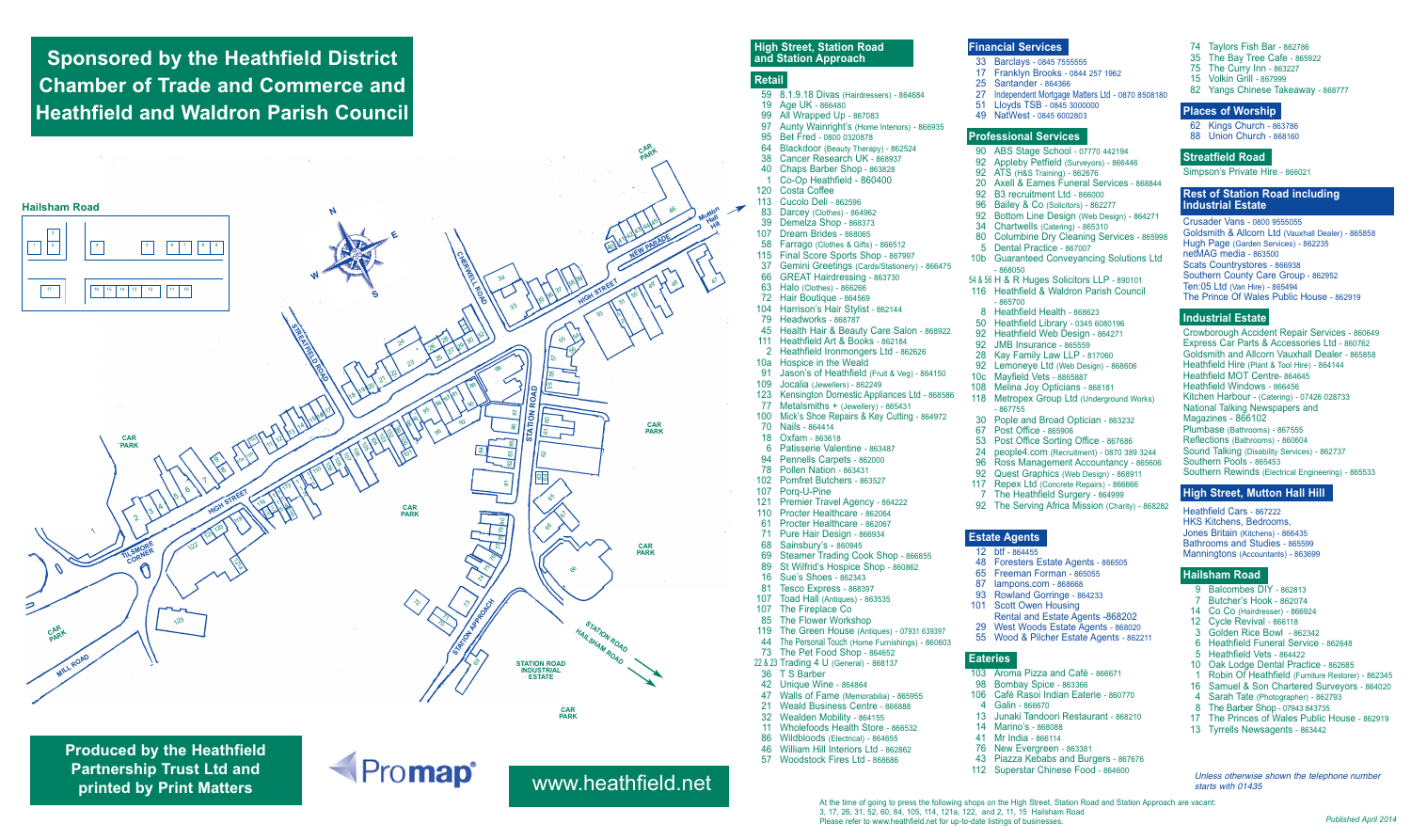# Sponsored by the Heathfield District Chamber of Trade and Commerce and Heathfield and Waldron Parish Council

**Hailsham Road**

CAR PARK
STATION ROAD
HIGH STREET
NEW PARADE
Mutton Hall Hill
CHERWELL ROAD
STREATFIELD ROAD
TILSMORE CORNER
MILL ROAD
STATION APPROACH
STATION ROAD HAILSHAM ROAD
STATION ROAD INDUSTRIAL ESTATE

**Produced by the Heathfield Partnership Trust Ltd and printed by Print Matters**

Promap

www.heathfield.net

## High Street, Station Road and Station Approach

### Retail

- 59 8.1.9.18 Divas (Hairdressers) - 864684
- 19 Age UK - 866480
- 99 All Wrapped Up - 867083
- 97 Aunty Wainright's (Home Interiors) - 866935
- 95 Bet Fred - 0800 0320878
- 64 Blackdoor (Beauty Therapy) - 862524
- 38 Cancer Research UK - 868937
- 40 Chaps Barber Shop - 863828
- 1 Co-Op Heathfield - 860400
- 120 Costa Coffee
- 113 Cucolo Deli - 862596
- 83 Darcey (Clothes) - 864962
- 39 Demelza Shop - 868373
- 107 Dream Brides - 868065
- 58 Farrago (Clothes & Gifts) - 866512
- 115 Final Score Sports Shop - 867997
- 37 Gemini Greetings (Cards/Stationery) - 866475
- 66 GREAT Hairdressing - 863730
- 63 Halo (Clothes) - 866266
- 72 Hair Boutique - 864569
- 104 Harrison's Hair Stylist - 862144
- 79 Headworks - 868787
- 45 Health Hair & Beauty Care Salon - 868922
- 111 Heathfield Art & Books - 862184
- 2 Heathfield Ironmongers Ltd - 862626
- 10a Hospice in the Weald
- 91 Jason's of Heathfield (Fruit & Veg) - 864150
- 109 Jocalia (Jewellers) - 862249
- 123 Kensington Domestic Appliances Ltd - 868586
- 77 Metalsmiths + (Jewellery) - 865431
- 100 Mick's Shoe Repairs & Key Cutting - 864972
- 70 Nails - 864414
- 18 Oxfam - 863618
- 6 Patisserie Valentine - 863487
- 94 Pennells Carpets - 862000
- 78 Pollen Nation - 863431
- 102 Pomfret Butchers - 863527
- 107 Porq-U-Pine
- 121 Premier Travel Agency - 864222
- 110 Procter Healthcare - 862064
- 61 Procter Healthcare - 862067
- 71 Pure Hair Design - 866934
- 68 Sainsbury's - 860945
- 69 Steamer Trading Cook Shop - 866855
- 89 St Wilfrid's Hospice Shop - 860862
- 16 Sue's Shoes - 862343
- 81 Tesco Express - 868397
- 107 Toad Hall (Antiques) - 863535
- 107 The Fireplace Co
- 85 The Flower Workshop
- 119 The Green House (Antiques) - 07931 639397
- 44 The Personal Touch (Home Furnishings) - 860603
- 73 The Pet Food Shop - 864652
- 22 & 23 Trading 4 U (General) - 868137
- 36 T S Barber
- 42 Unique Wine - 864864
- 47 Walls of Fame (Memorabilia) - 865955
- 21 Weald Business Centre - 866888
- 32 Wealden Mobility - 864155
- 11 Wholefoods Health Store - 866532
- 86 Wildbloods (Electrical) - 864655
- 46 William Hill Interiors Ltd - 862862
- 57 Woodstock Fires Ltd - 868686

### Financial Services

- 33 Barclays - 0845 7555555
- 17 Franklyn Brooks - 0844 257 1962
- 25 Santander - 864366
- 27 Independent Mortgage Matters Ltd - 0870 8508180
- 51 Lloyds TSB - 0845 3000000
- 49 NatWest - 0845 6002803

### Professional Services

- 90 ABS Stage School - 07770 442194
- 92 Appleby Petfield (Surveyors) - 866446
- 92 ATS (H&S Training) - 862676
- 20 Axell & Eames Funeral Services - 868844
- 92 B3 recruitment Ltd - 866000
- 96 Bailey & Co (Solicitors) - 862277
- 92 Bottom Line Design (Web Design) - 864271
- 34 Chartwells (Catering) - 865310
- 80 Columbine Dry Cleaning Services - 865998
- 5 Dental Practice - 867007
- 10b Guaranteed Conveyancing Solutions Ltd - 868050
- 54 & 56 H & R Huges Solicitors LLP - 890101
- 116 Heathfield & Waldron Parish Council - 865700
- 8 Heathfield Health - 868623
- 50 Heathfield Library - 0345 6080196
- 92 Heathfield Web Design - 864271
- 92 JMB Insurance - 865559
- 28 Kay Family Law LLP - 817060
- 92 Lemoneye Ltd (Web Design) - 868606
- 10c Mayfield Vets - 8665887
- 108 Melina Joy Opticians - 868181
- 118 Metropex Group Ltd (Underground Works) - 867755
- 30 Pople and Broad Optician - 863232
- 67 Post Office - 865906
- 53 Post Office Sorting Office - 867686
- 24 people4.com (Recruitment) - 0870 389 3244
- 96 Ross Management Accountancy - 865606
- 92 Quest Graphics (Web Design) - 868911
- 117 Repex Ltd (Concrete Repairs) - 866666
- 7 The Heathfield Surgery - 864999
- 92 The Serving Africa Mission (Charity) - 868282

### Estate Agents

- 12 btf - 864455
- 48 Foresters Estate Agents - 866505
- 65 Freeman Forman - 865055
- 87 lampons.com - 868668
- 93 Rowland Gorringe - 864233
- 101 Scott Owen Housing Rental and Estate Agents -868202
- 29 West Woods Estate Agents - 868020
- 55 Wood & Pilcher Estate Agents - 862211

### Eateries

- 103 Aroma Pizza and Café - 866671
- 98 Bombay Spice - 863366
- 106 Café Rasoi Indian Eaterie - 860770
- 4 Galin - 866670
- 13 Junaki Tandoori Restaurant - 868210
- 14 Marino's - 868088
- 41 Mr India - 866114
- 76 New Evergreen - 863381
- 43 Piazza Kebabs and Burgers - 867676
- 112 Superstar Chinese Food - 864600
- 74 Taylors Fish Bar - 862786
- 35 The Bay Tree Cafe - 865922
- 75 The Curry Inn - 863227
- 15 Volkin Grill - 867999
- 82 Yangs Chinese Takeaway - 868777

### Places of Worship

- 62 Kings Church - 863786
- 88 Union Church - 868160

## Streatfield Road

Simpson's Private Hire - 866021

## Rest of Station Road including Industrial Estate

- Crusader Vans - 0800 9555055
- Goldsmith & Allcorn Ltd (Vauxhall Dealer) - 865858
- Hugh Page (Garden Services) - 862235
- netMAG media - 863500
- Scats Countrystores - 866938
- Southern County Care Group - 862952
- Ten:05 Ltd (Van Hire) - 865494
- The Prince Of Wales Public House - 862919

## Industrial Estate

- Crowborough Accident Repair Services - 860649
- Express Car Parts & Accessories Ltd - 860762
- Goldsmith and Allcorn Vauxhall Dealer - 865858
- Heathfield Hire (Plant & Tool Hire) - 864144
- Heathfield MOT Centre- 864645
- Heathfield Windows - 866456
- Kitchen Harbour - (Catering) - 07426 028733
- National Talking Newspapers and Magazines - 866102
- Plumbase (Bathrooms) - 867555
- Reflections (Bathrooms) - 860604
- Sound Talking (Disability Services) - 862737
- Southern Pools - 865453
- Southern Rewinds (Electrical Engineering) - 865533

## High Street, Mutton Hall Hill

- Heathfield Cars - 867222
- HKS Kitchens, Bedrooms, Jones Britain (Kitchens) - 866435
- Bathrooms and Studies - 865599
- Manningtons (Accountants) - 863699

## Hailsham Road

- 9 Balcombes DIY - 862813
- 7 Butcher's Hook - 862074
- 14 Co Co (Hairdresser) - 866924
- 12 Cycle Revival - 866118
- 3 Golden Rice Bowl - 862342
- 6 Heathfield Funeral Service - 862648
- 5 Heathfield Vets - 864422
- 10 Oak Lodge Dental Practice - 862685
- 1 Robin Of Heathfield (Furniture Restorer) - 862345
- 16 Samuel & Son Chartered Surveyors - 864020
- 4 Sarah Tate (Photographer) - 862793
- 8 The Barber Shop - 07943 843735
- 17 The Princes of Wales Public House - 862919
- 13 Tyrrells Newsagents - 863442

*Unless otherwise shown the telephone number starts with 01435*

At the time of going to press the following shops on the High Street, Station Road and Station Approach are vacant: 3, 17, 26, 31, 52, 60, 84, 105, 114, 121a, 122, and 2, 11, 15 Hailsham Road
Please refer to www.heathfield.net for up-to-date listings of businesses.

*Published April 2014*